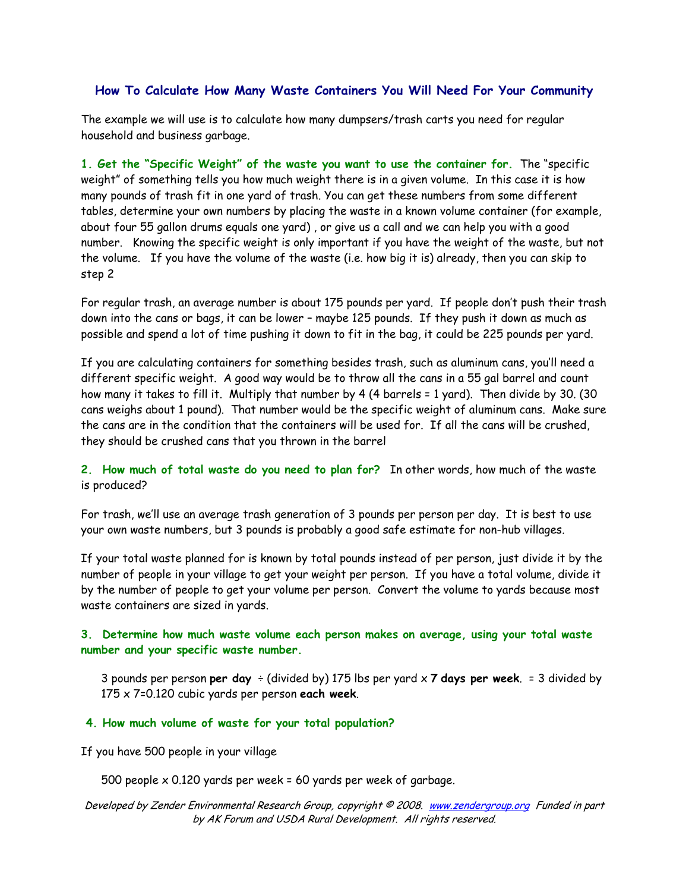## How To Calculate How Many Waste Containers You Will Need For Your Community

The example we will use is to calculate how many dumpsers/trash carts you need for regular household and business garbage.

**1. Get the "Specific Weight" of the waste you want to use the container for.** The "specific weight" of something tells you how much weight there is in a given volume. In this case it is how many pounds of trash fit in one yard of trash. You can get these numbers from some different tables, determine your own numbers by placing the waste in a known volume container (for example, about four 55 gallon drums equals one yard) , or give us a call and we can help you with a good number. Knowing the specific weight is only important if you have the weight of the waste, but not the volume. If you have the volume of the waste (i.e. how big it is) already, then you can skip to step 2

For regular trash, an average number is about 175 pounds per yard. If people don't push their trash down into the cans or bags, it can be lower – maybe 125 pounds. If they push it down as much as possible and spend a lot of time pushing it down to fit in the bag, it could be 225 pounds per yard.

If you are calculating containers for something besides trash, such as aluminum cans, you'll need a different specific weight. A good way would be to throw all the cans in a 55 gal barrel and count how many it takes to fill it. Multiply that number by 4 (4 barrels = 1 yard). Then divide by 30. (30 cans weighs about 1 pound). That number would be the specific weight of aluminum cans. Make sure the cans are in the condition that the containers will be used for. If all the cans will be crushed, they should be crushed cans that you thrown in the barrel

**2. How much of total waste do you need to plan for?** In other words, how much of the waste is produced?

For trash, we'll use an average trash generation of 3 pounds per person per day. It is best to use your own waste numbers, but 3 pounds is probably a good safe estimate for non-hub villages.

If your total waste planned for is known by total pounds instead of per person, just divide it by the number of people in your village to get your weight per person. If you have a total volume, divide it by the number of people to get your volume per person. Convert the volume to yards because most waste containers are sized in yards.

**3. Determine how much waste volume each person makes on average, using your total waste number and your specific waste number.**

> 3 pounds per person **per day** ÷ (divided by) 175 lbs per yard x **7 days per week**. = 3 divided by 175 x 7=0.120 cubic yards per person **each week**.

**4. How much volume of waste for your total population?**

If you have 500 people in your village

> 500 people x 0.120 yards per week = 60 yards per week of garbage.

*Developed by Zender Environmental Research Group, copyright © 2008. [www.zendergroup.org](http://www.zendergroup.org) Funded in part by AK Forum and USDA Rural Development. All rights reserved.*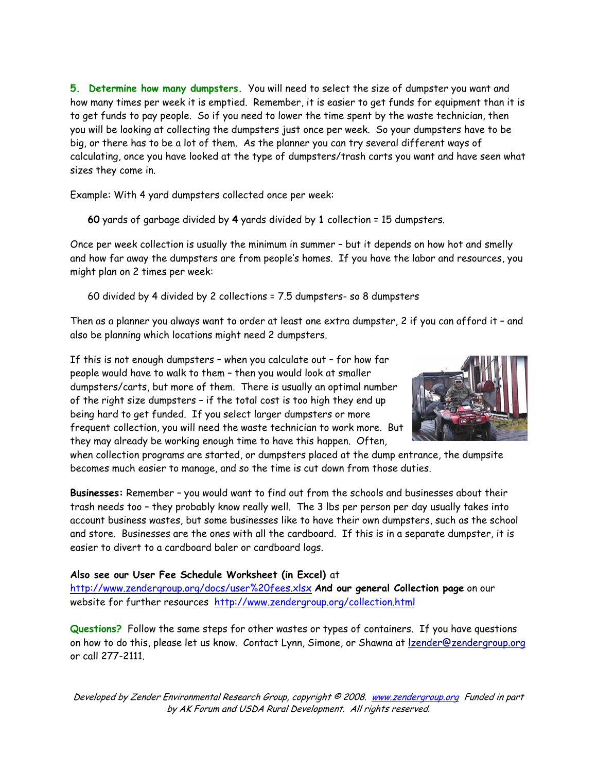**5. Determine how many dumpsters.** You will need to select the size of dumpster you want and how many times per week it is emptied. Remember, it is easier to get funds for equipment than it is to get funds to pay people. So if you need to lower the time spent by the waste technician, then you will be looking at collecting the dumpsters just once per week. So your dumpsters have to be big, or there has to be a lot of them. As the planner you can try several different ways of calculating, once you have looked at the type of dumpsters/trash carts you want and have seen what sizes they come in.

Example: With 4 yard dumpsters collected once per week:

**60** yards of garbage divided by **4** yards divided by **1** collection = 15 dumpsters.

Once per week collection is usually the minimum in summer – but it depends on how hot and smelly and how far away the dumpsters are from people's homes. If you have the labor and resources, you might plan on 2 times per week:

60 divided by 4 divided by 2 collections = 7.5 dumpsters- so 8 dumpsters

Then as a planner you always want to order at least one extra dumpster, 2 if you can afford it – and also be planning which locations might need 2 dumpsters.

If this is not enough dumpsters – when you calculate out – for how far people would have to walk to them – then you would look at smaller dumpsters/carts, but more of them. There is usually an optimal number of the right size dumpsters – if the total cost is too high they end up being hard to get funded. If you select larger dumpsters or more frequent collection, you will need the waste technician to work more. But they may already be working enough time to have this happen. Often, when collection programs are started, or dumpsters placed at the dump entrance, the dumpsite becomes much easier to manage, and so the time is cut down from those duties.

**Businesses:** Remember – you would want to find out from the schools and businesses about their trash needs too – they probably know really well. The 3 lbs per person per day usually takes into account business wastes, but some businesses like to have their own dumpsters, such as the school and store. Businesses are the ones with all the cardboard. If this is in a separate dumpster, it is easier to divert to a cardboard baler or cardboard logs.

**Also see our User Fee Schedule Worksheet (in Excel)** at http://www.zendergroup.org/docs/user%20fees.xlsx **And our general Collection page** on our website for further resources http://www.zendergroup.org/collection.html

**Questions?** Follow the same steps for other wastes or types of containers. If you have questions on how to do this, please let us know. Contact Lynn, Simone, or Shawna at lzender@zendergroup.org or call 277-2111.

*Developed by Zender Environmental Research Group, copyright © 2008. www.zendergroup.org Funded in part by AK Forum and USDA Rural Development. All rights reserved.*